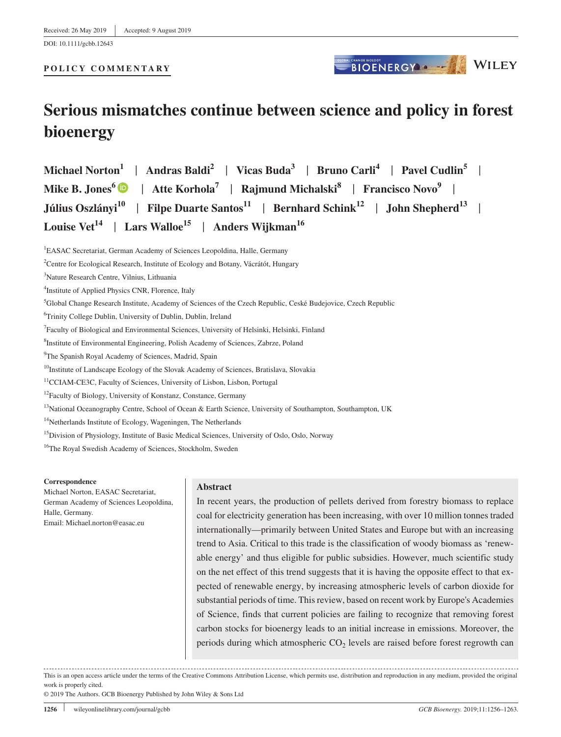Received: 26 May 2019 | Accepted: 9 August 2019

DOI: 10.1111/gcbb.12643

**POLICY COMMENTARY**

# Serious mismatches continue between science and policy in forest bioenergy

**Michael Norton[1] | Andras Baldi[2] | Vicas Buda[3] | Bruno Carli[4] | Pavel Cudlin[5] | Mike B. Jones[6] | Atte Korhola[7] | Rajmund Michalski[8] | Francisco Novo[9] | Július Oszlányi[10] | Filpe Duarte Santos[11] | Bernhard Schink[12] | John Shepherd[13] | Louise Vet[14] | Lars Walloe[15] | Anders Wijkman[16]**

[1]EASAC Secretariat, German Academy of Sciences Leopoldina, Halle, Germany

[2]Centre for Ecological Research, Institute of Ecology and Botany, Vácrátót, Hungary

[3]Nature Research Centre, Vilnius, Lithuania

[4]Institute of Applied Physics CNR, Florence, Italy

[5]Global Change Research Institute, Academy of Sciences of the Czech Republic, Ceské Budejovice, Czech Republic

[6]Trinity College Dublin, University of Dublin, Dublin, Ireland

[7]Faculty of Biological and Environmental Sciences, University of Helsinki, Helsinki, Finland

[8]Institute of Environmental Engineering, Polish Academy of Sciences, Zabrze, Poland

[9]The Spanish Royal Academy of Sciences, Madrid, Spain

[10]Institute of Landscape Ecology of the Slovak Academy of Sciences, Bratislava, Slovakia

[11]CCIAM-CE3C, Faculty of Sciences, University of Lisbon, Lisbon, Portugal

[12]Faculty of Biology, University of Konstanz, Constance, Germany

[13]National Oceanography Centre, School of Ocean & Earth Science, University of Southampton, Southampton, UK

[14]Netherlands Institute of Ecology, Wageningen, The Netherlands

[15]Division of Physiology, Institute of Basic Medical Sciences, University of Oslo, Oslo, Norway

[16]The Royal Swedish Academy of Sciences, Stockholm, Sweden

**Correspondence**
Michael Norton, EASAC Secretariat, German Academy of Sciences Leopoldina, Halle, Germany.
Email: Michael.norton@easac.eu

## Abstract

In recent years, the production of pellets derived from forestry biomass to replace coal for electricity generation has been increasing, with over 10 million tonnes traded internationally—primarily between United States and Europe but with an increasing trend to Asia. Critical to this trade is the classification of woody biomass as 'renewable energy' and thus eligible for public subsidies. However, much scientific study on the net effect of this trend suggests that it is having the opposite effect to that expected of renewable energy, by increasing atmospheric levels of carbon dioxide for substantial periods of time. This review, based on recent work by Europe's Academies of Science, finds that current policies are failing to recognize that removing forest carbon stocks for bioenergy leads to an initial increase in emissions. Moreover, the periods during which atmospheric $CO_2$ levels are raised before forest regrowth can

This is an open access article under the terms of the Creative Commons Attribution License, which permits use, distribution and reproduction in any medium, provided the original work is properly cited.
© 2019 The Authors. GCB Bioenergy Published by John Wiley & Sons Ltd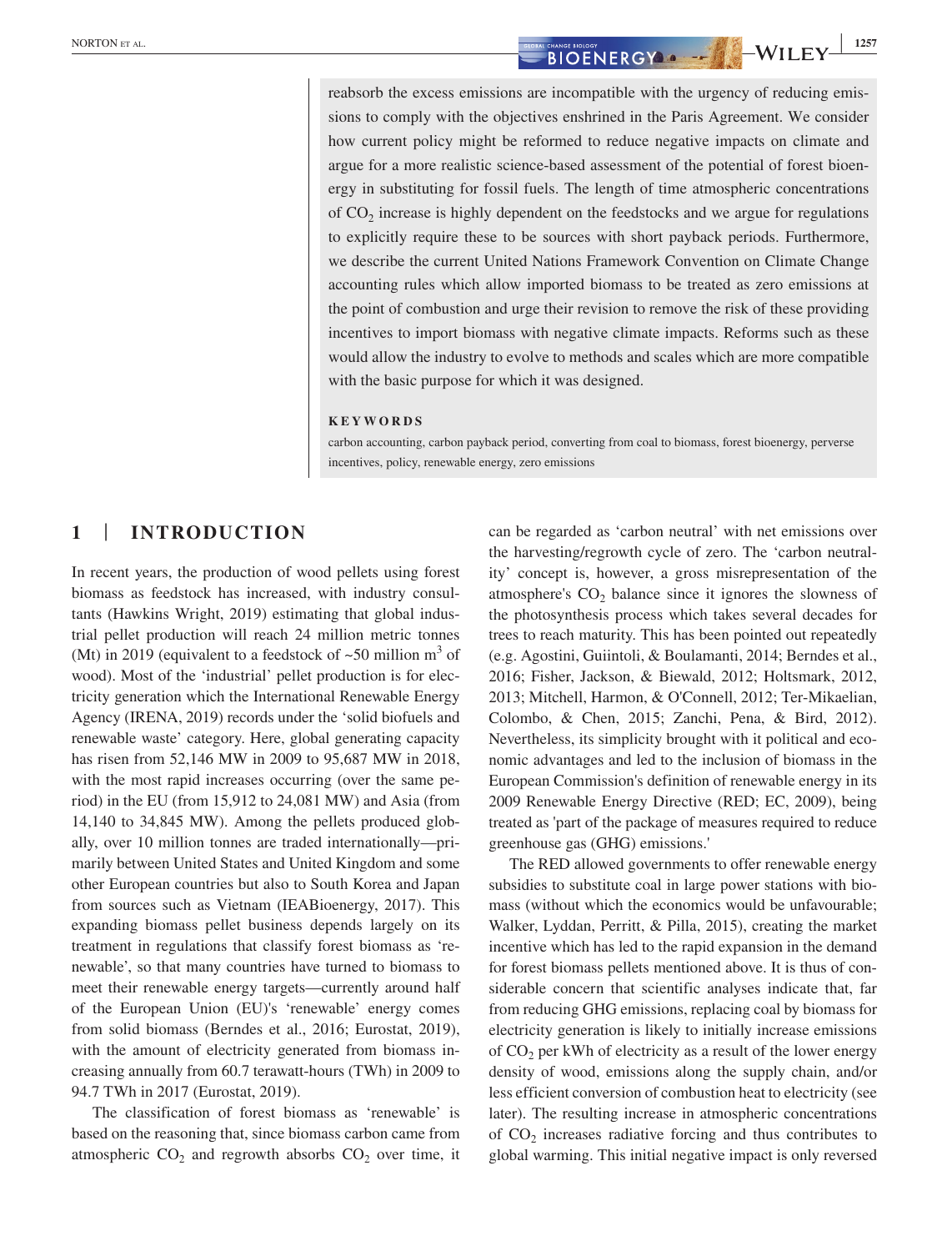reabsorb the excess emissions are incompatible with the urgency of reducing emissions to comply with the objectives enshrined in the Paris Agreement. We consider how current policy might be reformed to reduce negative impacts on climate and argue for a more realistic science-based assessment of the potential of forest bioenergy in substituting for fossil fuels. The length of time atmospheric concentrations of $CO_2$ increase is highly dependent on the feedstocks and we argue for regulations to explicitly require these to be sources with short payback periods. Furthermore, we describe the current United Nations Framework Convention on Climate Change accounting rules which allow imported biomass to be treated as zero emissions at the point of combustion and urge their revision to remove the risk of these providing incentives to import biomass with negative climate impacts. Reforms such as these would allow the industry to evolve to methods and scales which are more compatible with the basic purpose for which it was designed.

**KEYWORDS**

carbon accounting, carbon payback period, converting from coal to biomass, forest bioenergy, perverse incentives, policy, renewable energy, zero emissions

## 1 | INTRODUCTION

In recent years, the production of wood pellets using forest biomass as feedstock has increased, with industry consultants (Hawkins Wright, 2019) estimating that global industrial pellet production will reach 24 million metric tonnes (Mt) in 2019 (equivalent to a feedstock of ~50 million $m^3$ of wood). Most of the 'industrial' pellet production is for electricity generation which the International Renewable Energy Agency (IRENA, 2019) records under the 'solid biofuels and renewable waste' category. Here, global generating capacity has risen from 52,146 MW in 2009 to 95,687 MW in 2018, with the most rapid increases occurring (over the same period) in the EU (from 15,912 to 24,081 MW) and Asia (from 14,140 to 34,845 MW). Among the pellets produced globally, over 10 million tonnes are traded internationally—primarily between United States and United Kingdom and some other European countries but also to South Korea and Japan from sources such as Vietnam (IEABioenergy, 2017). This expanding biomass pellet business depends largely on its treatment in regulations that classify forest biomass as 'renewable', so that many countries have turned to biomass to meet their renewable energy targets—currently around half of the European Union (EU)'s 'renewable' energy comes from solid biomass (Berndes et al., 2016; Eurostat, 2019), with the amount of electricity generated from biomass increasing annually from 60.7 terawatt-hours (TWh) in 2009 to 94.7 TWh in 2017 (Eurostat, 2019).

The classification of forest biomass as 'renewable' is based on the reasoning that, since biomass carbon came from atmospheric $CO_2$ and regrowth absorbs $CO_2$ over time, it can be regarded as 'carbon neutral' with net emissions over the harvesting/regrowth cycle of zero. The 'carbon neutrality' concept is, however, a gross misrepresentation of the atmosphere's $CO_2$ balance since it ignores the slowness of the photosynthesis process which takes several decades for trees to reach maturity. This has been pointed out repeatedly (e.g. Agostini, Guiintoli, & Boulamanti, 2014; Berndes et al., 2016; Fisher, Jackson, & Biewald, 2012; Holtsmark, 2012, 2013; Mitchell, Harmon, & O'Connell, 2012; Ter-Mikaelian, Colombo, & Chen, 2015; Zanchi, Pena, & Bird, 2012). Nevertheless, its simplicity brought with it political and economic advantages and led to the inclusion of biomass in the European Commission's definition of renewable energy in its 2009 Renewable Energy Directive (RED; EC, 2009), being treated as 'part of the package of measures required to reduce greenhouse gas (GHG) emissions.'

The RED allowed governments to offer renewable energy subsidies to substitute coal in large power stations with biomass (without which the economics would be unfavourable; Walker, Lyddan, Perritt, & Pilla, 2015), creating the market incentive which has led to the rapid expansion in the demand for forest biomass pellets mentioned above. It is thus of considerable concern that scientific analyses indicate that, far from reducing GHG emissions, replacing coal by biomass for electricity generation is likely to initially increase emissions of $CO_2$ per kWh of electricity as a result of the lower energy density of wood, emissions along the supply chain, and/or less efficient conversion of combustion heat to electricity (see later). The resulting increase in atmospheric concentrations of $CO_2$ increases radiative forcing and thus contributes to global warming. This initial negative impact is only reversed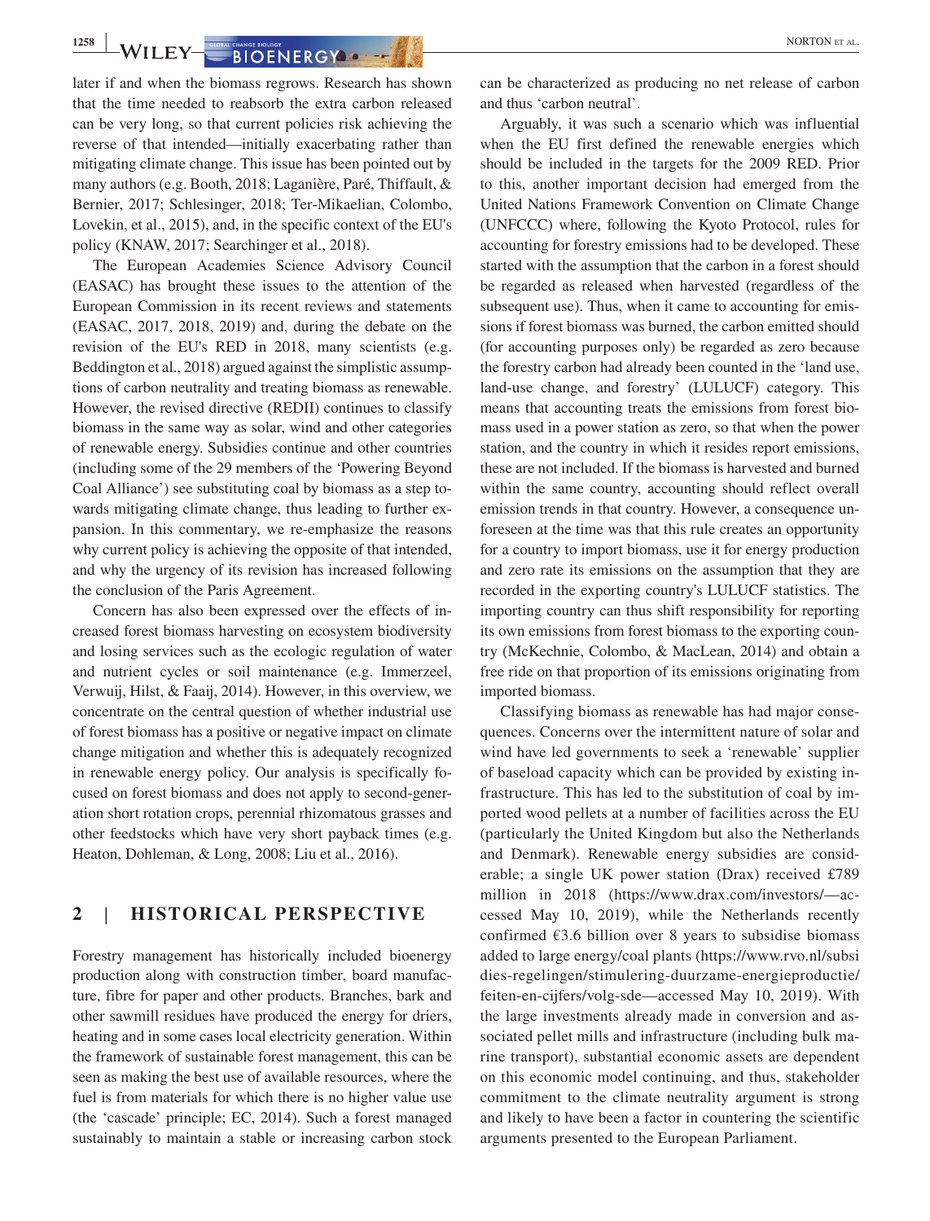later if and when the biomass regrows. Research has shown that the time needed to reabsorb the extra carbon released can be very long, so that current policies risk achieving the reverse of that intended—initially exacerbating rather than mitigating climate change. This issue has been pointed out by many authors (e.g. Booth, 2018; Laganière, Paré, Thiffault, & Bernier, 2017; Schlesinger, 2018; Ter-Mikaelian, Colombo, Lovekin, et al., 2015), and, in the specific context of the EU's policy (KNAW, 2017; Searchinger et al., 2018).

The European Academies Science Advisory Council (EASAC) has brought these issues to the attention of the European Commission in its recent reviews and statements (EASAC, 2017, 2018, 2019) and, during the debate on the revision of the EU's RED in 2018, many scientists (e.g. Beddington et al., 2018) argued against the simplistic assumptions of carbon neutrality and treating biomass as renewable. However, the revised directive (REDII) continues to classify biomass in the same way as solar, wind and other categories of renewable energy. Subsidies continue and other countries (including some of the 29 members of the 'Powering Beyond Coal Alliance') see substituting coal by biomass as a step towards mitigating climate change, thus leading to further expansion. In this commentary, we re-emphasize the reasons why current policy is achieving the opposite of that intended, and why the urgency of its revision has increased following the conclusion of the Paris Agreement.

Concern has also been expressed over the effects of increased forest biomass harvesting on ecosystem biodiversity and losing services such as the ecologic regulation of water and nutrient cycles or soil maintenance (e.g. Immerzeel, Verwuij, Hilst, & Faaij, 2014). However, in this overview, we concentrate on the central question of whether industrial use of forest biomass has a positive or negative impact on climate change mitigation and whether this is adequately recognized in renewable energy policy. Our analysis is specifically focused on forest biomass and does not apply to second-generation short rotation crops, perennial rhizomatous grasses and other feedstocks which have very short payback times (e.g. Heaton, Dohleman, & Long, 2008; Liu et al., 2016).

## 2 | HISTORICAL PERSPECTIVE

Forestry management has historically included bioenergy production along with construction timber, board manufacture, fibre for paper and other products. Branches, bark and other sawmill residues have produced the energy for driers, heating and in some cases local electricity generation. Within the framework of sustainable forest management, this can be seen as making the best use of available resources, where the fuel is from materials for which there is no higher value use (the 'cascade' principle; EC, 2014). Such a forest managed sustainably to maintain a stable or increasing carbon stock can be characterized as producing no net release of carbon and thus 'carbon neutral'.

Arguably, it was such a scenario which was influential when the EU first defined the renewable energies which should be included in the targets for the 2009 RED. Prior to this, another important decision had emerged from the United Nations Framework Convention on Climate Change (UNFCCC) where, following the Kyoto Protocol, rules for accounting for forestry emissions had to be developed. These started with the assumption that the carbon in a forest should be regarded as released when harvested (regardless of the subsequent use). Thus, when it came to accounting for emissions if forest biomass was burned, the carbon emitted should (for accounting purposes only) be regarded as zero because the forestry carbon had already been counted in the 'land use, land-use change, and forestry' (LULUCF) category. This means that accounting treats the emissions from forest biomass used in a power station as zero, so that when the power station, and the country in which it resides report emissions, these are not included. If the biomass is harvested and burned within the same country, accounting should reflect overall emission trends in that country. However, a consequence unforeseen at the time was that this rule creates an opportunity for a country to import biomass, use it for energy production and zero rate its emissions on the assumption that they are recorded in the exporting country's LULUCF statistics. The importing country can thus shift responsibility for reporting its own emissions from forest biomass to the exporting country (McKechnie, Colombo, & MacLean, 2014) and obtain a free ride on that proportion of its emissions originating from imported biomass.

Classifying biomass as renewable has had major consequences. Concerns over the intermittent nature of solar and wind have led governments to seek a 'renewable' supplier of baseload capacity which can be provided by existing infrastructure. This has led to the substitution of coal by imported wood pellets at a number of facilities across the EU (particularly the United Kingdom but also the Netherlands and Denmark). Renewable energy subsidies are considerable; a single UK power station (Drax) received £789 million in 2018 (https://www.drax.com/investors/—accessed May 10, 2019), while the Netherlands recently confirmed €3.6 billion over 8 years to subsidise biomass added to large energy/coal plants (https://www.rvo.nl/subsidies-regelingen/stimulering-duurzame-energieproductie/feiten-en-cijfers/volg-sde—accessed May 10, 2019). With the large investments already made in conversion and associated pellet mills and infrastructure (including bulk marine transport), substantial economic assets are dependent on this economic model continuing, and thus, stakeholder commitment to the climate neutrality argument is strong and likely to have been a factor in countering the scientific arguments presented to the European Parliament.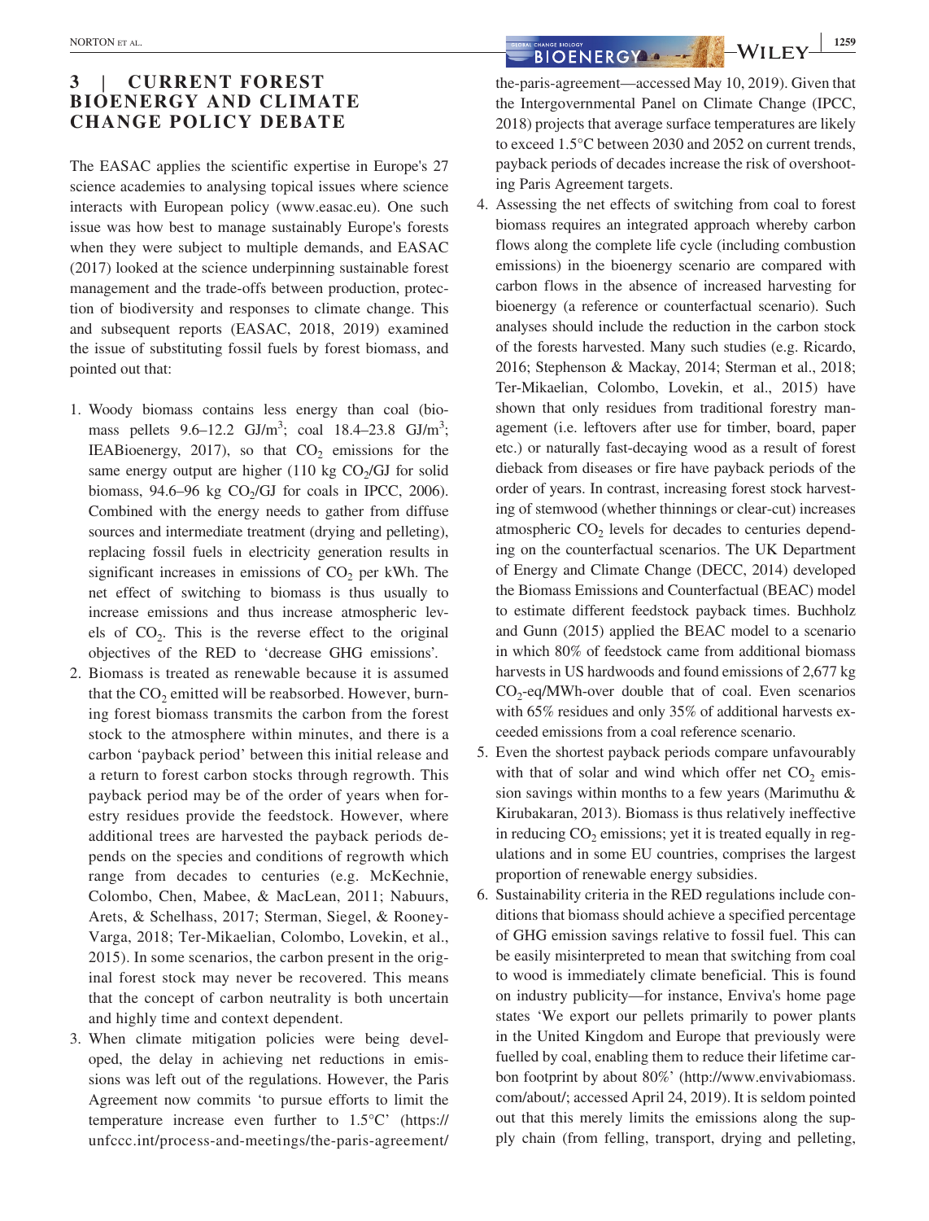## 3 | CURRENT FOREST BIOENERGY AND CLIMATE CHANGE POLICY DEBATE

The EASAC applies the scientific expertise in Europe's 27 science academies to analysing topical issues where science interacts with European policy (www.easac.eu). One such issue was how best to manage sustainably Europe's forests when they were subject to multiple demands, and EASAC (2017) looked at the science underpinning sustainable forest management and the trade-offs between production, protection of biodiversity and responses to climate change. This and subsequent reports (EASAC, 2018, 2019) examined the issue of substituting fossil fuels by forest biomass, and pointed out that:

1. Woody biomass contains less energy than coal (biomass pellets 9.6–12.2 GJ/m$^3$; coal 18.4–23.8 GJ/m$^3$; IEABioenergy, 2017), so that $CO_2$ emissions for the same energy output are higher (110 kg $CO_2$/GJ for solid biomass, 94.6–96 kg $CO_2$/GJ for coals in IPCC, 2006). Combined with the energy needs to gather from diffuse sources and intermediate treatment (drying and pelleting), replacing fossil fuels in electricity generation results in significant increases in emissions of $CO_2$ per kWh. The net effect of switching to biomass is thus usually to increase emissions and thus increase atmospheric levels of $CO_2$. This is the reverse effect to the original objectives of the RED to 'decrease GHG emissions'.
2. Biomass is treated as renewable because it is assumed that the $CO_2$ emitted will be reabsorbed. However, burning forest biomass transmits the carbon from the forest stock to the atmosphere within minutes, and there is a carbon 'payback period' between this initial release and a return to forest carbon stocks through regrowth. This payback period may be of the order of years when forestry residues provide the feedstock. However, where additional trees are harvested the payback periods depends on the species and conditions of regrowth which range from decades to centuries (e.g. McKechnie, Colombo, Chen, Mabee, & MacLean, 2011; Nabuurs, Arets, & Schelhass, 2017; Sterman, Siegel, & Rooney-Varga, 2018; Ter-Mikaelian, Colombo, Lovekin, et al., 2015). In some scenarios, the carbon present in the original forest stock may never be recovered. This means that the concept of carbon neutrality is both uncertain and highly time and context dependent.
3. When climate mitigation policies were being developed, the delay in achieving net reductions in emissions was left out of the regulations. However, the Paris Agreement now commits 'to pursue efforts to limit the temperature increase even further to 1.5°C' (https://unfccc.int/process-and-meetings/the-paris-agreement/the-paris-agreement—accessed May 10, 2019). Given that the Intergovernmental Panel on Climate Change (IPCC, 2018) projects that average surface temperatures are likely to exceed 1.5°C between 2030 and 2052 on current trends, payback periods of decades increase the risk of overshooting Paris Agreement targets.
4. Assessing the net effects of switching from coal to forest biomass requires an integrated approach whereby carbon flows along the complete life cycle (including combustion emissions) in the bioenergy scenario are compared with carbon flows in the absence of increased harvesting for bioenergy (a reference or counterfactual scenario). Such analyses should include the reduction in the carbon stock of the forests harvested. Many such studies (e.g. Ricardo, 2016; Stephenson & Mackay, 2014; Sterman et al., 2018; Ter-Mikaelian, Colombo, Lovekin, et al., 2015) have shown that only residues from traditional forestry management (i.e. leftovers after use for timber, board, paper etc.) or naturally fast-decaying wood as a result of forest dieback from diseases or fire have payback periods of the order of years. In contrast, increasing forest stock harvesting of stemwood (whether thinnings or clear-cut) increases atmospheric $CO_2$ levels for decades to centuries depending on the counterfactual scenarios. The UK Department of Energy and Climate Change (DECC, 2014) developed the Biomass Emissions and Counterfactual (BEAC) model to estimate different feedstock payback times. Buchholz and Gunn (2015) applied the BEAC model to a scenario in which 80% of feedstock came from additional biomass harvests in US hardwoods and found emissions of 2,677 kg $CO_2$-eq/MWh-over double that of coal. Even scenarios with 65% residues and only 35% of additional harvests exceeded emissions from a coal reference scenario.
5. Even the shortest payback periods compare unfavourably with that of solar and wind which offer net $CO_2$ emission savings within months to a few years (Marimuthu & Kirubakaran, 2013). Biomass is thus relatively ineffective in reducing $CO_2$ emissions; yet it is treated equally in regulations and in some EU countries, comprises the largest proportion of renewable energy subsidies.
6. Sustainability criteria in the RED regulations include conditions that biomass should achieve a specified percentage of GHG emission savings relative to fossil fuel. This can be easily misinterpreted to mean that switching from coal to wood is immediately climate beneficial. This is found on industry publicity—for instance, Enviva's home page states 'We export our pellets primarily to power plants in the United Kingdom and Europe that previously were fuelled by coal, enabling them to reduce their lifetime carbon footprint by about 80%' (http://www.envivabiomass.com/about/; accessed April 24, 2019). It is seldom pointed out that this merely limits the emissions along the supply chain (from felling, transport, drying and pelleting,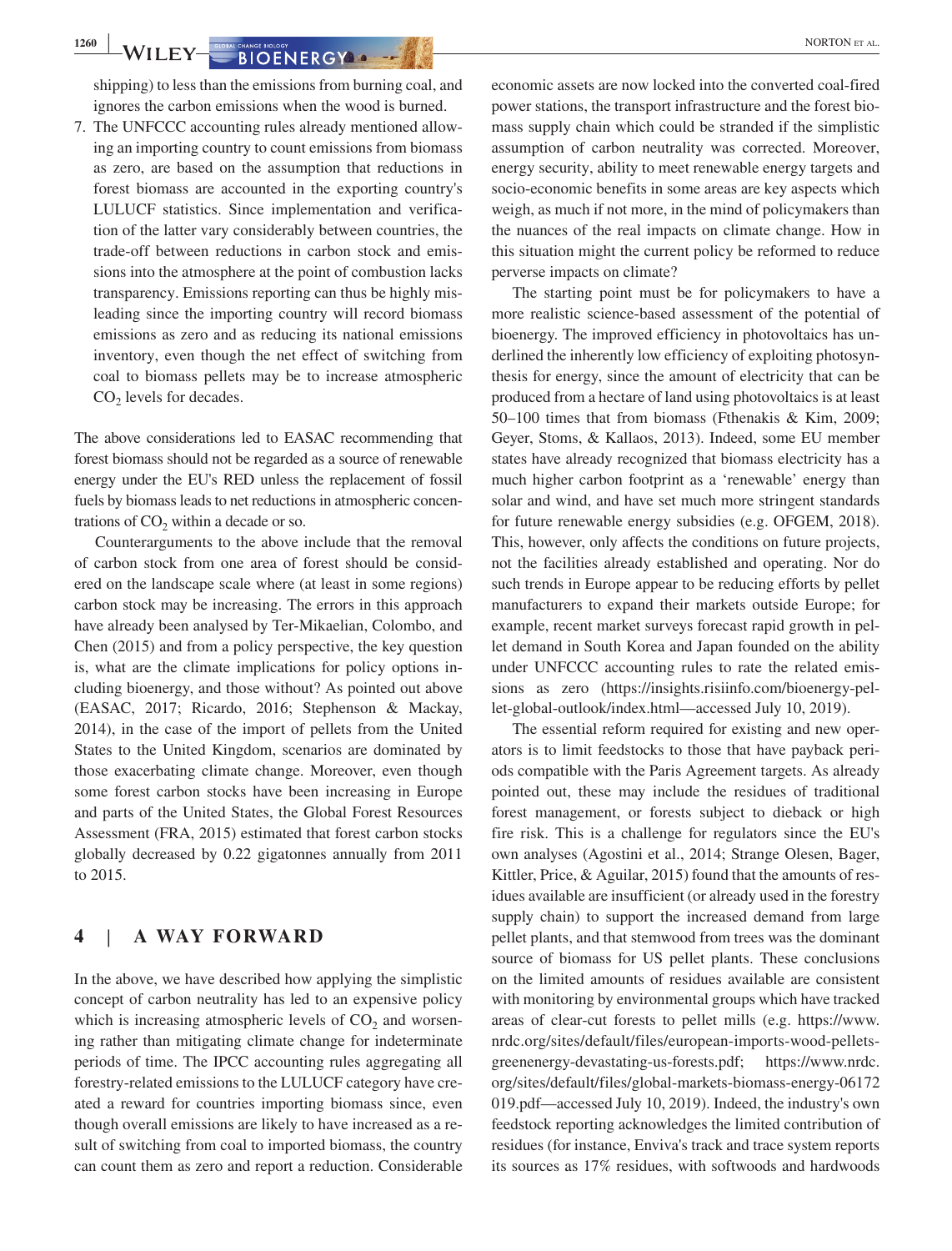shipping) to less than the emissions from burning coal, and ignores the carbon emissions when the wood is burned.

7. The UNFCCC accounting rules already mentioned allowing an importing country to count emissions from biomass as zero, are based on the assumption that reductions in forest biomass are accounted in the exporting country's LULUCF statistics. Since implementation and verification of the latter vary considerably between countries, the trade-off between reductions in carbon stock and emissions into the atmosphere at the point of combustion lacks transparency. Emissions reporting can thus be highly misleading since the importing country will record biomass emissions as zero and as reducing its national emissions inventory, even though the net effect of switching from coal to biomass pellets may be to increase atmospheric $CO_2$ levels for decades.

The above considerations led to EASAC recommending that forest biomass should not be regarded as a source of renewable energy under the EU's RED unless the replacement of fossil fuels by biomass leads to net reductions in atmospheric concentrations of $CO_2$ within a decade or so.

Counterarguments to the above include that the removal of carbon stock from one area of forest should be considered on the landscape scale where (at least in some regions) carbon stock may be increasing. The errors in this approach have already been analysed by Ter-Mikaelian, Colombo, and Chen (2015) and from a policy perspective, the key question is, what are the climate implications for policy options including bioenergy, and those without? As pointed out above (EASAC, 2017; Ricardo, 2016; Stephenson & Mackay, 2014), in the case of the import of pellets from the United States to the United Kingdom, scenarios are dominated by those exacerbating climate change. Moreover, even though some forest carbon stocks have been increasing in Europe and parts of the United States, the Global Forest Resources Assessment (FRA, 2015) estimated that forest carbon stocks globally decreased by 0.22 gigatonnes annually from 2011 to 2015.

## 4 | A WAY FORWARD

In the above, we have described how applying the simplistic concept of carbon neutrality has led to an expensive policy which is increasing atmospheric levels of $CO_2$ and worsening rather than mitigating climate change for indeterminate periods of time. The IPCC accounting rules aggregating all forestry-related emissions to the LULUCF category have created a reward for countries importing biomass since, even though overall emissions are likely to have increased as a result of switching from coal to imported biomass, the country can count them as zero and report a reduction. Considerable economic assets are now locked into the converted coal-fired power stations, the transport infrastructure and the forest biomass supply chain which could be stranded if the simplistic assumption of carbon neutrality was corrected. Moreover, energy security, ability to meet renewable energy targets and socio-economic benefits in some areas are key aspects which weigh, as much if not more, in the mind of policymakers than the nuances of the real impacts on climate change. How in this situation might the current policy be reformed to reduce perverse impacts on climate?

The starting point must be for policymakers to have a more realistic science-based assessment of the potential of bioenergy. The improved efficiency in photovoltaics has underlined the inherently low efficiency of exploiting photosynthesis for energy, since the amount of electricity that can be produced from a hectare of land using photovoltaics is at least 50–100 times that from biomass (Fthenakis & Kim, 2009; Geyer, Stoms, & Kallaos, 2013). Indeed, some EU member states have already recognized that biomass electricity has a much higher carbon footprint as a 'renewable' energy than solar and wind, and have set much more stringent standards for future renewable energy subsidies (e.g. OFGEM, 2018). This, however, only affects the conditions on future projects, not the facilities already established and operating. Nor do such trends in Europe appear to be reducing efforts by pellet manufacturers to expand their markets outside Europe; for example, recent market surveys forecast rapid growth in pellet demand in South Korea and Japan founded on the ability under UNFCCC accounting rules to rate the related emissions as zero (https://insights.risiinfo.com/bioenergy-pellet-global-outlook/index.html—accessed July 10, 2019).

The essential reform required for existing and new operators is to limit feedstocks to those that have payback periods compatible with the Paris Agreement targets. As already pointed out, these may include the residues of traditional forest management, or forests subject to dieback or high fire risk. This is a challenge for regulators since the EU's own analyses (Agostini et al., 2014; Strange Olesen, Bager, Kittler, Price, & Aguilar, 2015) found that the amounts of residues available are insufficient (or already used in the forestry supply chain) to support the increased demand from large pellet plants, and that stemwood from trees was the dominant source of biomass for US pellet plants. These conclusions on the limited amounts of residues available are consistent with monitoring by environmental groups which have tracked areas of clear-cut forests to pellet mills (e.g. https://www.nrdc.org/sites/default/files/european-imports-wood-pellets-greenenergy-devastating-us-forests.pdf; https://www.nrdc.org/sites/default/files/global-markets-biomass-energy-06172019.pdf—accessed July 10, 2019). Indeed, the industry's own feedstock reporting acknowledges the limited contribution of residues (for instance, Enviva's track and trace system reports its sources as 17% residues, with softwoods and hardwoods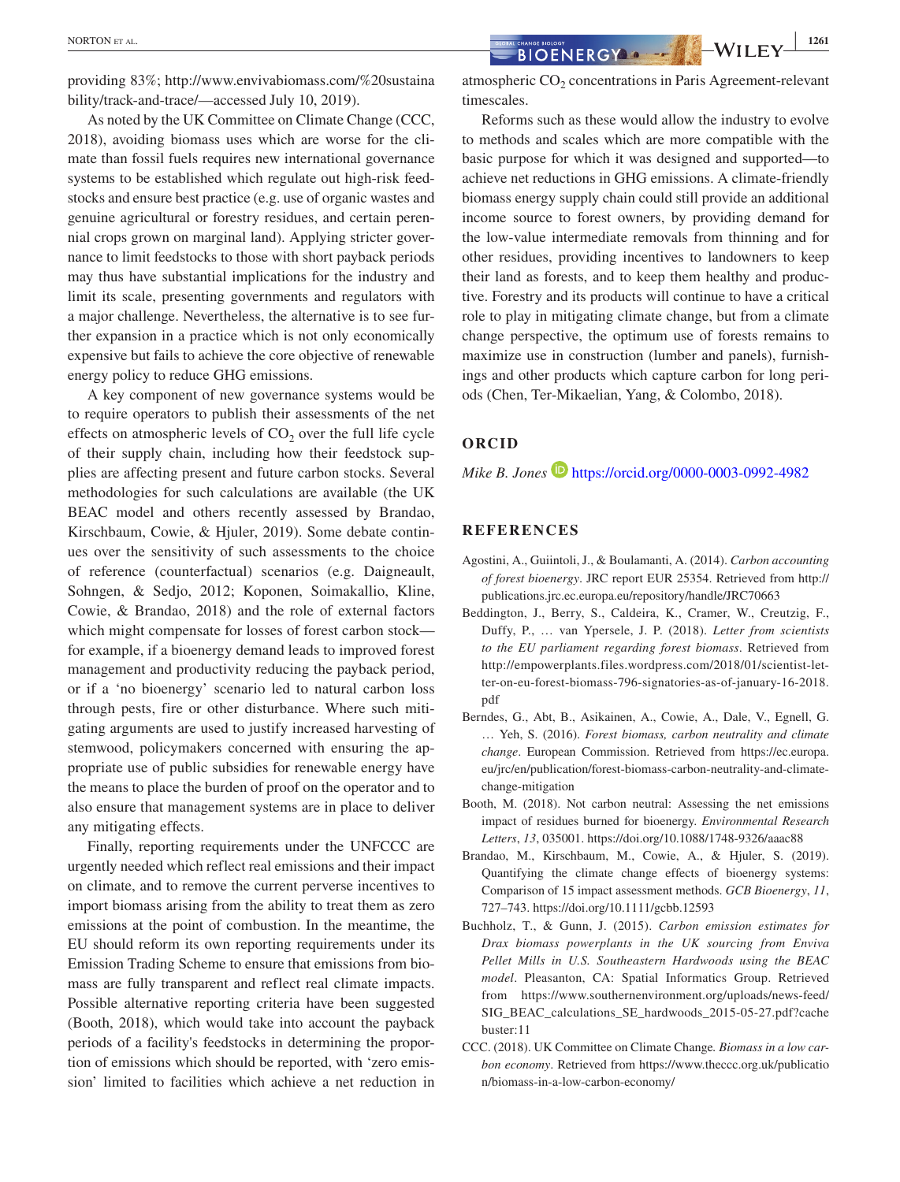providing 83%; http://www.envivabiomass.com/%20sustainability/track-and-trace/—accessed July 10, 2019).

As noted by the UK Committee on Climate Change (CCC, 2018), avoiding biomass uses which are worse for the climate than fossil fuels requires new international governance systems to be established which regulate out high-risk feedstocks and ensure best practice (e.g. use of organic wastes and genuine agricultural or forestry residues, and certain perennial crops grown on marginal land). Applying stricter governance to limit feedstocks to those with short payback periods may thus have substantial implications for the industry and limit its scale, presenting governments and regulators with a major challenge. Nevertheless, the alternative is to see further expansion in a practice which is not only economically expensive but fails to achieve the core objective of renewable energy policy to reduce GHG emissions.

A key component of new governance systems would be to require operators to publish their assessments of the net effects on atmospheric levels of $CO_2$ over the full life cycle of their supply chain, including how their feedstock supplies are affecting present and future carbon stocks. Several methodologies for such calculations are available (the UK BEAC model and others recently assessed by Brandao, Kirschbaum, Cowie, & Hjuler, 2019). Some debate continues over the sensitivity of such assessments to the choice of reference (counterfactual) scenarios (e.g. Daigneault, Sohngen, & Sedjo, 2012; Koponen, Soimakallio, Kline, Cowie, & Brandao, 2018) and the role of external factors which might compensate for losses of forest carbon stock—for example, if a bioenergy demand leads to improved forest management and productivity reducing the payback period, or if a 'no bioenergy' scenario led to natural carbon loss through pests, fire or other disturbance. Where such mitigating arguments are used to justify increased harvesting of stemwood, policymakers concerned with ensuring the appropriate use of public subsidies for renewable energy have the means to place the burden of proof on the operator and to also ensure that management systems are in place to deliver any mitigating effects.

Finally, reporting requirements under the UNFCCC are urgently needed which reflect real emissions and their impact on climate, and to remove the current perverse incentives to import biomass arising from the ability to treat them as zero emissions at the point of combustion. In the meantime, the EU should reform its own reporting requirements under its Emission Trading Scheme to ensure that emissions from biomass are fully transparent and reflect real climate impacts. Possible alternative reporting criteria have been suggested (Booth, 2018), which would take into account the payback periods of a facility's feedstocks in determining the proportion of emissions which should be reported, with 'zero emission' limited to facilities which achieve a net reduction in atmospheric $CO_2$ concentrations in Paris Agreement-relevant timescales.

Reforms such as these would allow the industry to evolve to methods and scales which are more compatible with the basic purpose for which it was designed and supported—to achieve net reductions in GHG emissions. A climate-friendly biomass energy supply chain could still provide an additional income source to forest owners, by providing demand for the low-value intermediate removals from thinning and for other residues, providing incentives to landowners to keep their land as forests, and to keep them healthy and productive. Forestry and its products will continue to have a critical role to play in mitigating climate change, but from a climate change perspective, the optimum use of forests remains to maximize use in construction (lumber and panels), furnishings and other products which capture carbon for long periods (Chen, Ter-Mikaelian, Yang, & Colombo, 2018).

## ORCID

*Mike B. Jones* https://orcid.org/0000-0003-0992-4982

## REFERENCES

Agostini, A., Guiintoli, J., & Boulamanti, A. (2014). *Carbon accounting of forest bioenergy*. JRC report EUR 25354. Retrieved from http://publications.jrc.ec.europa.eu/repository/handle/JRC70663

Beddington, J., Berry, S., Caldeira, K., Cramer, W., Creutzig, F., Duffy, P., … van Ypersele, J. P. (2018). *Letter from scientists to the EU parliament regarding forest biomass*. Retrieved from http://empowerplants.files.wordpress.com/2018/01/scientist-letter-on-eu-forest-biomass-796-signatories-as-of-january-16-2018.pdf

Berndes, G., Abt, B., Asikainen, A., Cowie, A., Dale, V., Egnell, G. … Yeh, S. (2016). *Forest biomass, carbon neutrality and climate change*. European Commission. Retrieved from https://ec.europa.eu/jrc/en/publication/forest-biomass-carbon-neutrality-and-climate-change-mitigation

Booth, M. (2018). Not carbon neutral: Assessing the net emissions impact of residues burned for bioenergy. *Environmental Research Letters*, *13*, 035001. https://doi.org/10.1088/1748-9326/aaac88

Brandao, M., Kirschbaum, M., Cowie, A., & Hjuler, S. (2019). Quantifying the climate change effects of bioenergy systems: Comparison of 15 impact assessment methods. *GCB Bioenergy*, *11*, 727–743. https://doi.org/10.1111/gcbb.12593

Buchholz, T., & Gunn, J. (2015). *Carbon emission estimates for Drax biomass powerplants in the UK sourcing from Enviva Pellet Mills in U.S. Southeastern Hardwoods using the BEAC model*. Pleasanton, CA: Spatial Informatics Group. Retrieved from https://www.southernenvironment.org/uploads/news-feed/SIG_BEAC_calculations_SE_hardwoods_2015-05-27.pdf?cachebuster:11

CCC. (2018). UK Committee on Climate Change. *Biomass in a low carbon economy*. Retrieved from https://www.theccc.org.uk/publication/biomass-in-a-low-carbon-economy/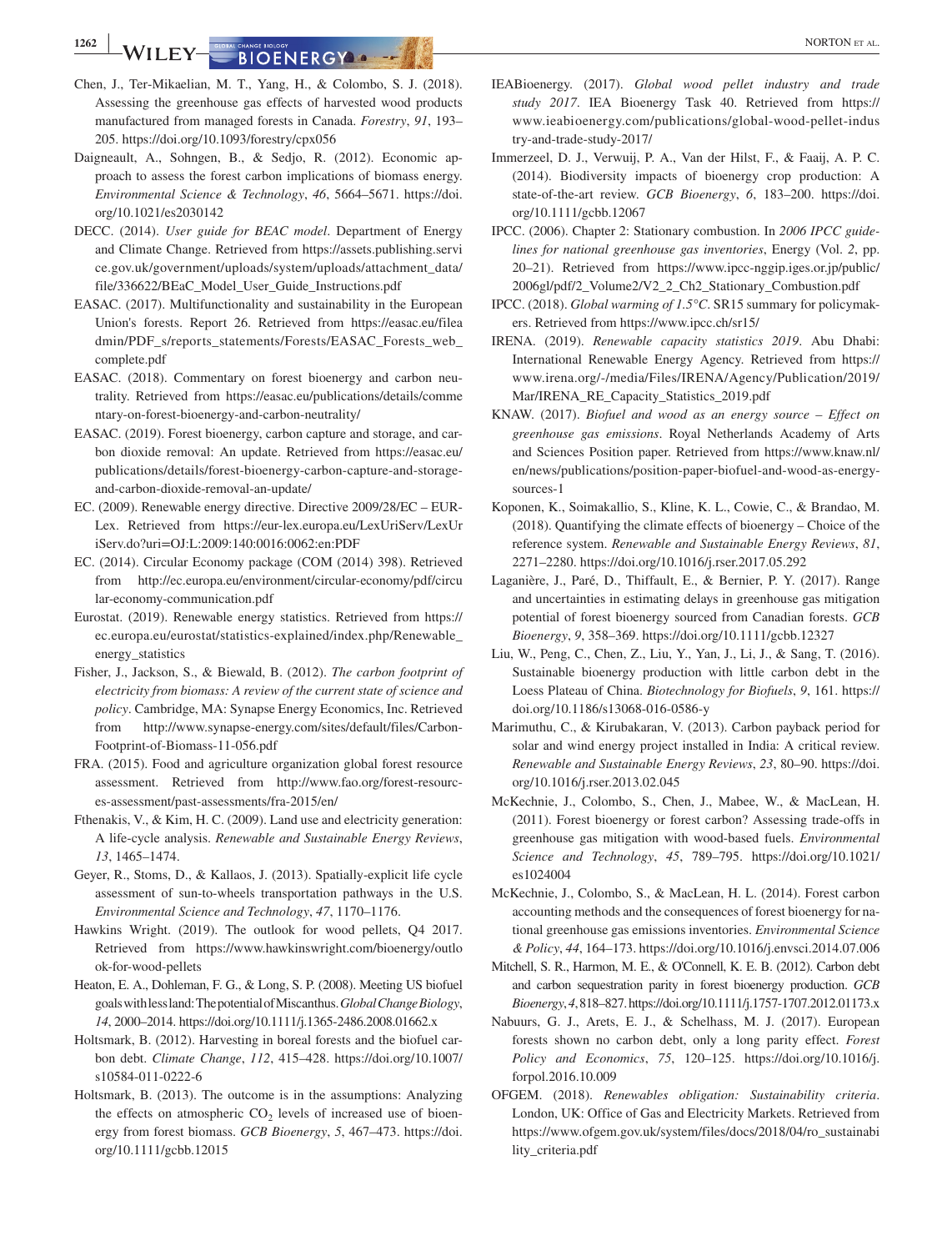Chen, J., Ter-Mikaelian, M. T., Yang, H., & Colombo, S. J. (2018). Assessing the greenhouse gas effects of harvested wood products manufactured from managed forests in Canada. *Forestry*, *91*, 193–205. https://doi.org/10.1093/forestry/cpx056

Daigneault, A., Sohngen, B., & Sedjo, R. (2012). Economic approach to assess the forest carbon implications of biomass energy. *Environmental Science & Technology*, *46*, 5664–5671. https://doi.org/10.1021/es2030142

DECC. (2014). *User guide for BEAC model*. Department of Energy and Climate Change. Retrieved from https://assets.publishing.service.gov.uk/government/uploads/system/uploads/attachment_data/file/336622/BEaC_Model_User_Guide_Instructions.pdf

EASAC. (2017). Multifunctionality and sustainability in the European Union's forests. Report 26. Retrieved from https://easac.eu/fileadmin/PDF_s/reports_statements/Forests/EASAC_Forests_web_complete.pdf

EASAC. (2018). Commentary on forest bioenergy and carbon neutrality. Retrieved from https://easac.eu/publications/details/commentary-on-forest-bioenergy-and-carbon-neutrality/

EASAC. (2019). Forest bioenergy, carbon capture and storage, and carbon dioxide removal: An update. Retrieved from https://easac.eu/publications/details/forest-bioenergy-carbon-capture-and-storage-and-carbon-dioxide-removal-an-update/

EC. (2009). Renewable energy directive. Directive 2009/28/EC – EUR-Lex. Retrieved from https://eur-lex.europa.eu/LexUriServ/LexUriServ.do?uri=OJ:L:2009:140:0016:0062:en:PDF

EC. (2014). Circular Economy package (COM (2014) 398). Retrieved from http://ec.europa.eu/environment/circular-economy/pdf/circular-economy-communication.pdf

Eurostat. (2019). Renewable energy statistics. Retrieved from https://ec.europa.eu/eurostat/statistics-explained/index.php/Renewable_energy_statistics

Fisher, J., Jackson, S., & Biewald, B. (2012). *The carbon footprint of electricity from biomass: A review of the current state of science and policy*. Cambridge, MA: Synapse Energy Economics, Inc. Retrieved from http://www.synapse-energy.com/sites/default/files/Carbon-Footprint-of-Biomass-11-056.pdf

FRA. (2015). Food and agriculture organization global forest resource assessment. Retrieved from http://www.fao.org/forest-resources-assessment/past-assessments/fra-2015/en/

Fthenakis, V., & Kim, H. C. (2009). Land use and electricity generation: A life-cycle analysis. *Renewable and Sustainable Energy Reviews*, *13*, 1465–1474.

Geyer, R., Stoms, D., & Kallaos, J. (2013). Spatially-explicit life cycle assessment of sun-to-wheels transportation pathways in the U.S. *Environmental Science and Technology*, *47*, 1170–1176.

Hawkins Wright. (2019). The outlook for wood pellets, Q4 2017. Retrieved from https://www.hawkinswright.com/bioenergy/outlook-for-wood-pellets

Heaton, E. A., Dohleman, F. G., & Long, S. P. (2008). Meeting US biofuel goals with less land: The potential of Miscanthus. *Global Change Biology*, *14*, 2000–2014. https://doi.org/10.1111/j.1365-2486.2008.01662.x

Holtsmark, B. (2012). Harvesting in boreal forests and the biofuel carbon debt. *Climate Change*, *112*, 415–428. https://doi.org/10.1007/s10584-011-0222-6

Holtsmark, B. (2013). The outcome is in the assumptions: Analyzing the effects on atmospheric $CO_2$ levels of increased use of bioenergy from forest biomass. *GCB Bioenergy*, *5*, 467–473. https://doi.org/10.1111/gcbb.12015

IEABioenergy. (2017). *Global wood pellet industry and trade study 2017*. IEA Bioenergy Task 40. Retrieved from https://www.ieabioenergy.com/publications/global-wood-pellet-industry-and-trade-study-2017/

Immerzeel, D. J., Verwuij, P. A., Van der Hilst, F., & Faaij, A. P. C. (2014). Biodiversity impacts of bioenergy crop production: A state-of-the-art review. *GCB Bioenergy*, *6*, 183–200. https://doi.org/10.1111/gcbb.12067

IPCC. (2006). Chapter 2: Stationary combustion. In *2006 IPCC guidelines for national greenhouse gas inventories*, Energy (Vol. *2*, pp. 20–21). Retrieved from https://www.ipcc-nggip.iges.or.jp/public/2006gl/pdf/2_Volume2/V2_2_Ch2_Stationary_Combustion.pdf

IPCC. (2018). *Global warming of 1.5°C*. SR15 summary for policymakers. Retrieved from https://www.ipcc.ch/sr15/

IRENA. (2019). *Renewable capacity statistics 2019*. Abu Dhabi: International Renewable Energy Agency. Retrieved from https://www.irena.org/-/media/Files/IRENA/Agency/Publication/2019/Mar/IRENA_RE_Capacity_Statistics_2019.pdf

KNAW. (2017). *Biofuel and wood as an energy source – Effect on greenhouse gas emissions*. Royal Netherlands Academy of Arts and Sciences Position paper. Retrieved from https://www.knaw.nl/en/news/publications/position-paper-biofuel-and-wood-as-energy-sources-1

Koponen, K., Soimakallio, S., Kline, K. L., Cowie, C., & Brandao, M. (2018). Quantifying the climate effects of bioenergy – Choice of the reference system. *Renewable and Sustainable Energy Reviews*, *81*, 2271–2280. https://doi.org/10.1016/j.rser.2017.05.292

Laganière, J., Paré, D., Thiffault, E., & Bernier, P. Y. (2017). Range and uncertainties in estimating delays in greenhouse gas mitigation potential of forest bioenergy sourced from Canadian forests. *GCB Bioenergy*, *9*, 358–369. https://doi.org/10.1111/gcbb.12327

Liu, W., Peng, C., Chen, Z., Liu, Y., Yan, J., Li, J., & Sang, T. (2016). Sustainable bioenergy production with little carbon debt in the Loess Plateau of China. *Biotechnology for Biofuels*, *9*, 161. https://doi.org/10.1186/s13068-016-0586-y

Marimuthu, C., & Kirubakaran, V. (2013). Carbon payback period for solar and wind energy project installed in India: A critical review. *Renewable and Sustainable Energy Reviews*, *23*, 80–90. https://doi.org/10.1016/j.rser.2013.02.045

McKechnie, J., Colombo, S., Chen, J., Mabee, W., & MacLean, H. (2011). Forest bioenergy or forest carbon? Assessing trade-offs in greenhouse gas mitigation with wood-based fuels. *Environmental Science and Technology*, *45*, 789–795. https://doi.org/10.1021/es1024004

McKechnie, J., Colombo, S., & MacLean, H. L. (2014). Forest carbon accounting methods and the consequences of forest bioenergy for national greenhouse gas emissions inventories. *Environmental Science & Policy*, *44*, 164–173. https://doi.org/10.1016/j.envsci.2014.07.006

Mitchell, S. R., Harmon, M. E., & O'Connell, K. E. B. (2012). Carbon debt and carbon sequestration parity in forest bioenergy production. *GCB Bioenergy*, *4*, 818–827. https://doi.org/10.1111/j.1757-1707.2012.01173.x

Nabuurs, G. J., Arets, E. J., & Schelhass, M. J. (2017). European forests shown no carbon debt, only a long parity effect. *Forest Policy and Economics*, *75*, 120–125. https://doi.org/10.1016/j.forpol.2016.10.009

OFGEM. (2018). *Renewables obligation: Sustainability criteria*. London, UK: Office of Gas and Electricity Markets. Retrieved from https://www.ofgem.gov.uk/system/files/docs/2018/04/ro_sustainability_criteria.pdf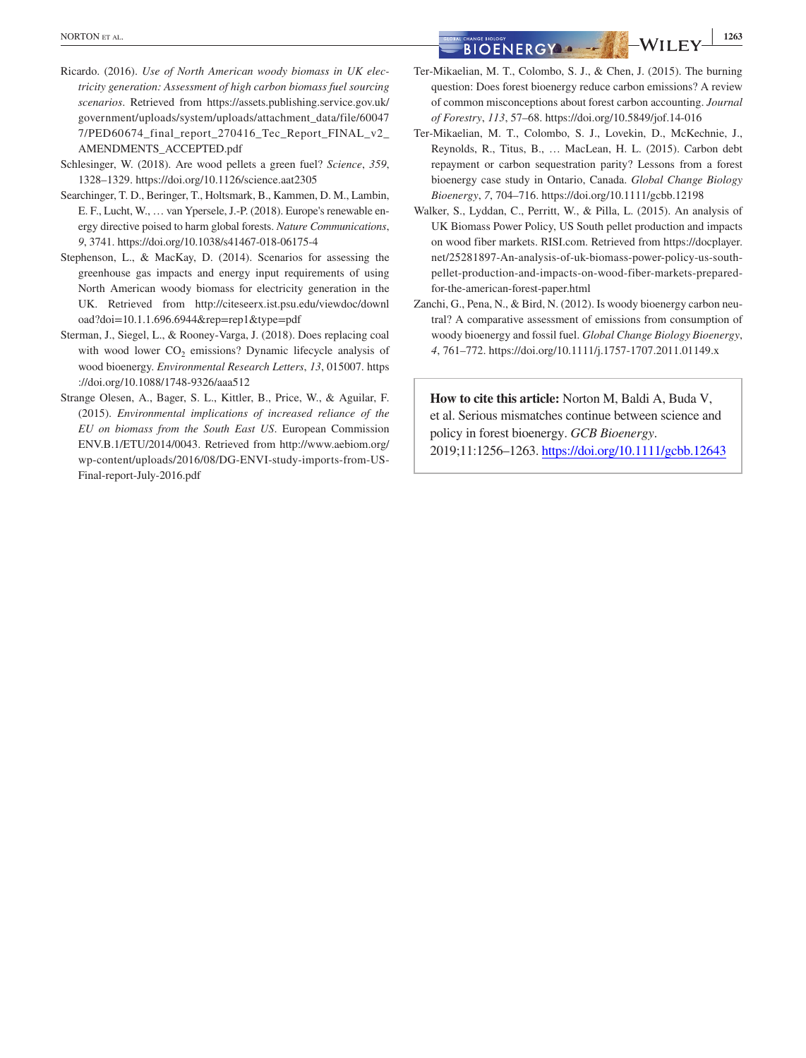Ricardo. (2016). *Use of North American woody biomass in UK electricity generation: Assessment of high carbon biomass fuel sourcing scenarios*. Retrieved from https://assets.publishing.service.gov.uk/government/uploads/system/uploads/attachment_data/file/600477/PED60674_final_report_270416_Tec_Report_FINAL_v2_AMENDMENTS_ACCEPTED.pdf

Schlesinger, W. (2018). Are wood pellets a green fuel? *Science*, *359*, 1328–1329. https://doi.org/10.1126/science.aat2305

Searchinger, T. D., Beringer, T., Holtsmark, B., Kammen, D. M., Lambin, E. F., Lucht, W., … van Ypersele, J.-P. (2018). Europe's renewable energy directive poised to harm global forests. *Nature Communications*, *9*, 3741. https://doi.org/10.1038/s41467-018-06175-4

Stephenson, L., & MacKay, D. (2014). Scenarios for assessing the greenhouse gas impacts and energy input requirements of using North American woody biomass for electricity generation in the UK. Retrieved from http://citeseerx.ist.psu.edu/viewdoc/download?doi=10.1.1.696.6944&rep=rep1&type=pdf

Sterman, J., Siegel, L., & Rooney-Varga, J. (2018). Does replacing coal with wood lower $CO_2$ emissions? Dynamic lifecycle analysis of wood bioenergy. *Environmental Research Letters*, *13*, 015007. https://doi.org/10.1088/1748-9326/aaa512

Strange Olesen, A., Bager, S. L., Kittler, B., Price, W., & Aguilar, F. (2015). *Environmental implications of increased reliance of the EU on biomass from the South East US*. European Commission ENV.B.1/ETU/2014/0043. Retrieved from http://www.aebiom.org/wp-content/uploads/2016/08/DG-ENVI-study-imports-from-US-Final-report-July-2016.pdf

Ter-Mikaelian, M. T., Colombo, S. J., & Chen, J. (2015). The burning question: Does forest bioenergy reduce carbon emissions? A review of common misconceptions about forest carbon accounting. *Journal of Forestry*, *113*, 57–68. https://doi.org/10.5849/jof.14-016

Ter-Mikaelian, M. T., Colombo, S. J., Lovekin, D., McKechnie, J., Reynolds, R., Titus, B., … MacLean, H. L. (2015). Carbon debt repayment or carbon sequestration parity? Lessons from a forest bioenergy case study in Ontario, Canada. *Global Change Biology Bioenergy*, *7*, 704–716. https://doi.org/10.1111/gcbb.12198

Walker, S., Lyddan, C., Perritt, W., & Pilla, L. (2015). An analysis of UK Biomass Power Policy, US South pellet production and impacts on wood fiber markets. RISI.com. Retrieved from https://docplayer.net/25281897-An-analysis-of-uk-biomass-power-policy-us-south-pellet-production-and-impacts-on-wood-fiber-markets-prepared-for-the-american-forest-paper.html

Zanchi, G., Pena, N., & Bird, N. (2012). Is woody bioenergy carbon neutral? A comparative assessment of emissions from consumption of woody bioenergy and fossil fuel. *Global Change Biology Bioenergy*, *4*, 761–772. https://doi.org/10.1111/j.1757-1707.2011.01149.x

**How to cite this article:** Norton M, Baldi A, Buda V, et al. Serious mismatches continue between science and policy in forest bioenergy. *GCB Bioenergy*. 2019;11:1256–1263. https://doi.org/10.1111/gcbb.12643